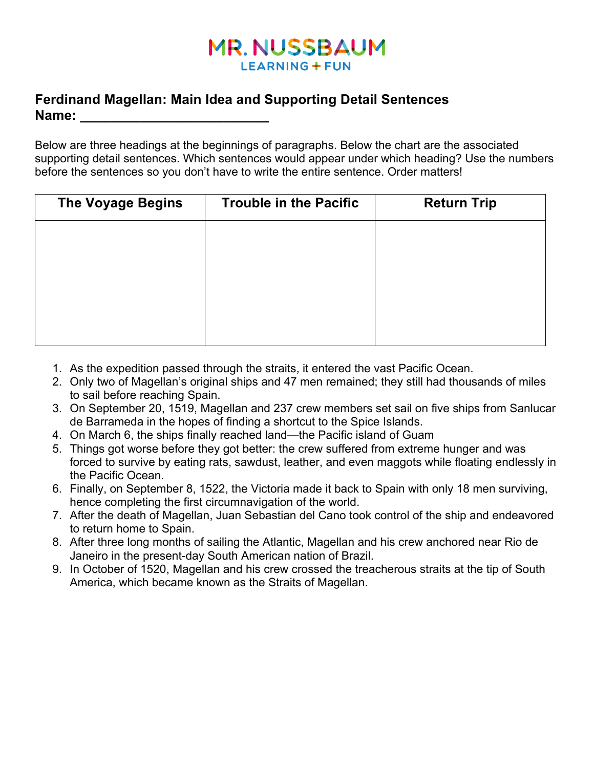MR. NUSSBAUM
LEARNING + FUN

**Ferdinand Magellan: Main Idea and Supporting Detail Sentences**
**Name: ________________________**

Below are three headings at the beginnings of paragraphs. Below the chart are the associated supporting detail sentences. Which sentences would appear under which heading? Use the numbers before the sentences so you don't have to write the entire sentence. Order matters!

| The Voyage Begins | Trouble in the Pacific | Return Trip |
|---|---|---|
| | | |

1. As the expedition passed through the straits, it entered the vast Pacific Ocean.
2. Only two of Magellan's original ships and 47 men remained; they still had thousands of miles to sail before reaching Spain.
3. On September 20, 1519, Magellan and 237 crew members set sail on five ships from Sanlucar de Barrameda in the hopes of finding a shortcut to the Spice Islands.
4. On March 6, the ships finally reached land—the Pacific island of Guam
5. Things got worse before they got better: the crew suffered from extreme hunger and was forced to survive by eating rats, sawdust, leather, and even maggots while floating endlessly in the Pacific Ocean.
6. Finally, on September 8, 1522, the Victoria made it back to Spain with only 18 men surviving, hence completing the first circumnavigation of the world.
7. After the death of Magellan, Juan Sebastian del Cano took control of the ship and endeavored to return home to Spain.
8. After three long months of sailing the Atlantic, Magellan and his crew anchored near Rio de Janeiro in the present-day South American nation of Brazil.
9. In October of 1520, Magellan and his crew crossed the treacherous straits at the tip of South America, which became known as the Straits of Magellan.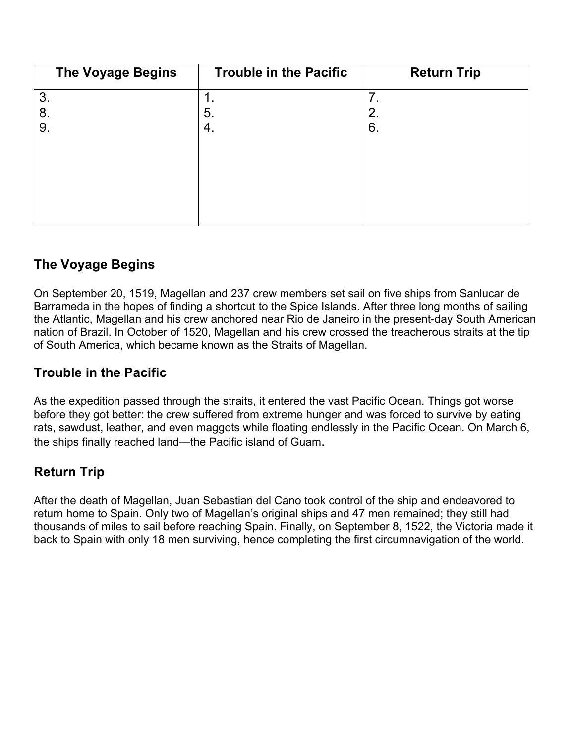| The Voyage Begins | Trouble in the Pacific | Return Trip |
|---|---|---|
| 3.<br>8.<br>9. | 1.<br>5.<br>4. | 7.<br>2.<br>6. |

### The Voyage Begins

On September 20, 1519, Magellan and 237 crew members set sail on five ships from Sanlucar de Barrameda in the hopes of finding a shortcut to the Spice Islands. After three long months of sailing the Atlantic, Magellan and his crew anchored near Rio de Janeiro in the present-day South American nation of Brazil. In October of 1520, Magellan and his crew crossed the treacherous straits at the tip of South America, which became known as the Straits of Magellan.

### Trouble in the Pacific

As the expedition passed through the straits, it entered the vast Pacific Ocean. Things got worse before they got better: the crew suffered from extreme hunger and was forced to survive by eating rats, sawdust, leather, and even maggots while floating endlessly in the Pacific Ocean. On March 6, the ships finally reached land—the Pacific island of Guam.

### Return Trip

After the death of Magellan, Juan Sebastian del Cano took control of the ship and endeavored to return home to Spain. Only two of Magellan's original ships and 47 men remained; they still had thousands of miles to sail before reaching Spain. Finally, on September 8, 1522, the Victoria made it back to Spain with only 18 men surviving, hence completing the first circumnavigation of the world.